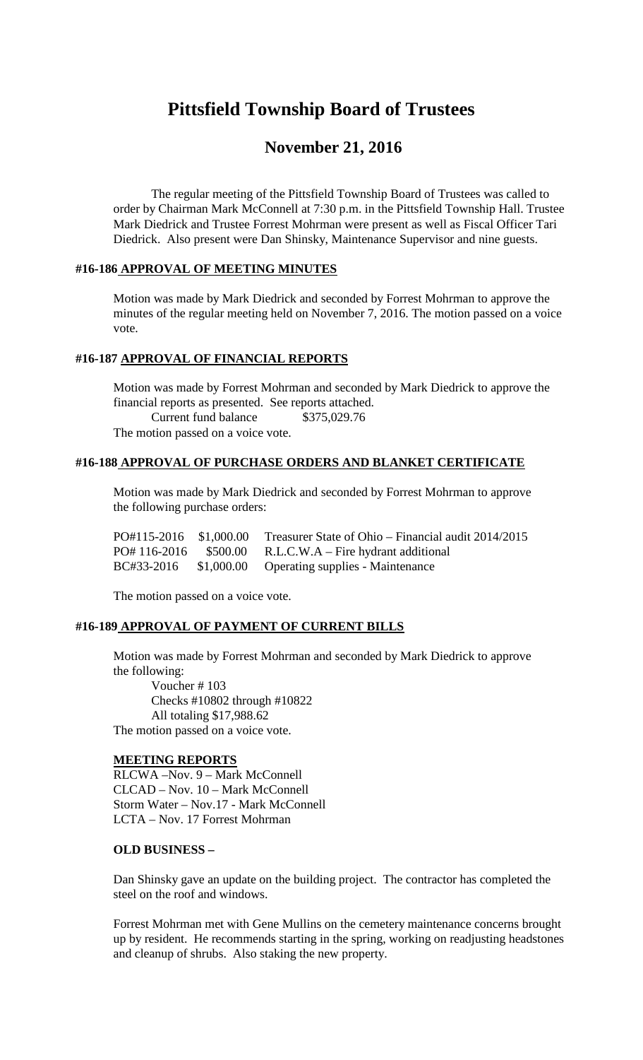# Pittsfield Township Board of Trustees

## November 21, 2016

The regular meeting of the Pittsfield Township Board of Trustees was called to order by Chairman Mark McConnell at 7:30 p.m. in the Pittsfield Township Hall. Trustee Mark Diedrick and Trustee Forrest Mohrman were present as well as Fiscal Officer Tari Diedrick. Also present were Dan Shinsky, Maintenance Supervisor and nine guests.

### #16-186 APPROVAL OF MEETING MINUTES

Motion was made by Mark Diedrick and seconded by Forrest Mohrman to approve the minutes of the regular meeting held on November 7, 2016. The motion passed on a voice vote.

### #16-187 APPROVAL OF FINANCIAL REPORTS

Motion was made by Forrest Mohrman and seconded by Mark Diedrick to approve the financial reports as presented. See reports attached.

Current fund balance $375,029.76

The motion passed on a voice vote.

### #16-188 APPROVAL OF PURCHASE ORDERS AND BLANKET CERTIFICATE

Motion was made by Mark Diedrick and seconded by Forrest Mohrman to approve the following purchase orders:

| | | |
|---|---|---|
| PO#115-2016 | $1,000.00 | Treasurer State of Ohio – Financial audit 2014/2015 |
| PO# 116-2016 | $500.00 | R.L.C.W.A – Fire hydrant additional |
| BC#33-2016 | $1,000.00 | Operating supplies - Maintenance |

The motion passed on a voice vote.

### #16-189 APPROVAL OF PAYMENT OF CURRENT BILLS

Motion was made by Forrest Mohrman and seconded by Mark Diedrick to approve the following:

Voucher # 103
Checks #10802 through #10822
All totaling $17,988.62

The motion passed on a voice vote.

### MEETING REPORTS

RLCWA –Nov. 9 – Mark McConnell
CLCAD – Nov. 10 – Mark McConnell
Storm Water – Nov.17 - Mark McConnell
LCTA – Nov. 17 Forrest Mohrman

### OLD BUSINESS –

Dan Shinsky gave an update on the building project. The contractor has completed the steel on the roof and windows.

Forrest Mohrman met with Gene Mullins on the cemetery maintenance concerns brought up by resident. He recommends starting in the spring, working on readjusting headstones and cleanup of shrubs. Also staking the new property.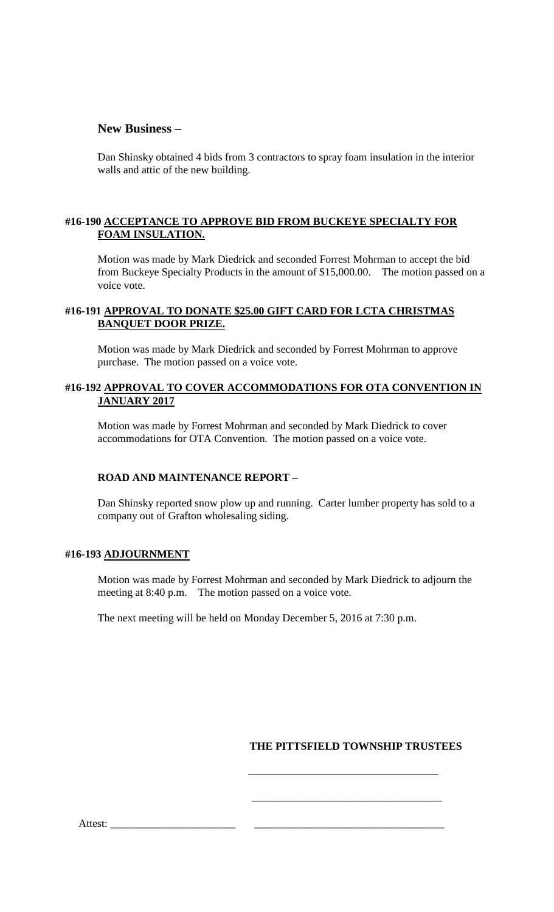## New Business –

Dan Shinsky obtained 4 bids from 3 contractors to spray foam insulation in the interior walls and attic of the new building.

### #16-190 ACCEPTANCE TO APPROVE BID FROM BUCKEYE SPECIALTY FOR FOAM INSULATION.

Motion was made by Mark Diedrick and seconded Forrest Mohrman to accept the bid from Buckeye Specialty Products in the amount of $15,000.00. The motion passed on a voice vote.

### #16-191 APPROVAL TO DONATE $25.00 GIFT CARD FOR LCTA CHRISTMAS BANQUET DOOR PRIZE.

Motion was made by Mark Diedrick and seconded by Forrest Mohrman to approve purchase. The motion passed on a voice vote.

### #16-192 APPROVAL TO COVER ACCOMMODATIONS FOR OTA CONVENTION IN JANUARY 2017

Motion was made by Forrest Mohrman and seconded by Mark Diedrick to cover accommodations for OTA Convention. The motion passed on a voice vote.

### ROAD AND MAINTENANCE REPORT –

Dan Shinsky reported snow plow up and running. Carter lumber property has sold to a company out of Grafton wholesaling siding.

### #16-193 ADJOURNMENT

Motion was made by Forrest Mohrman and seconded by Mark Diedrick to adjourn the meeting at 8:40 p.m. The motion passed on a voice vote.

The next meeting will be held on Monday December 5, 2016 at 7:30 p.m.

**THE PITTSFIELD TOWNSHIP TRUSTEES**

___________________________________

___________________________________

Attest: _______________________ ___________________________________